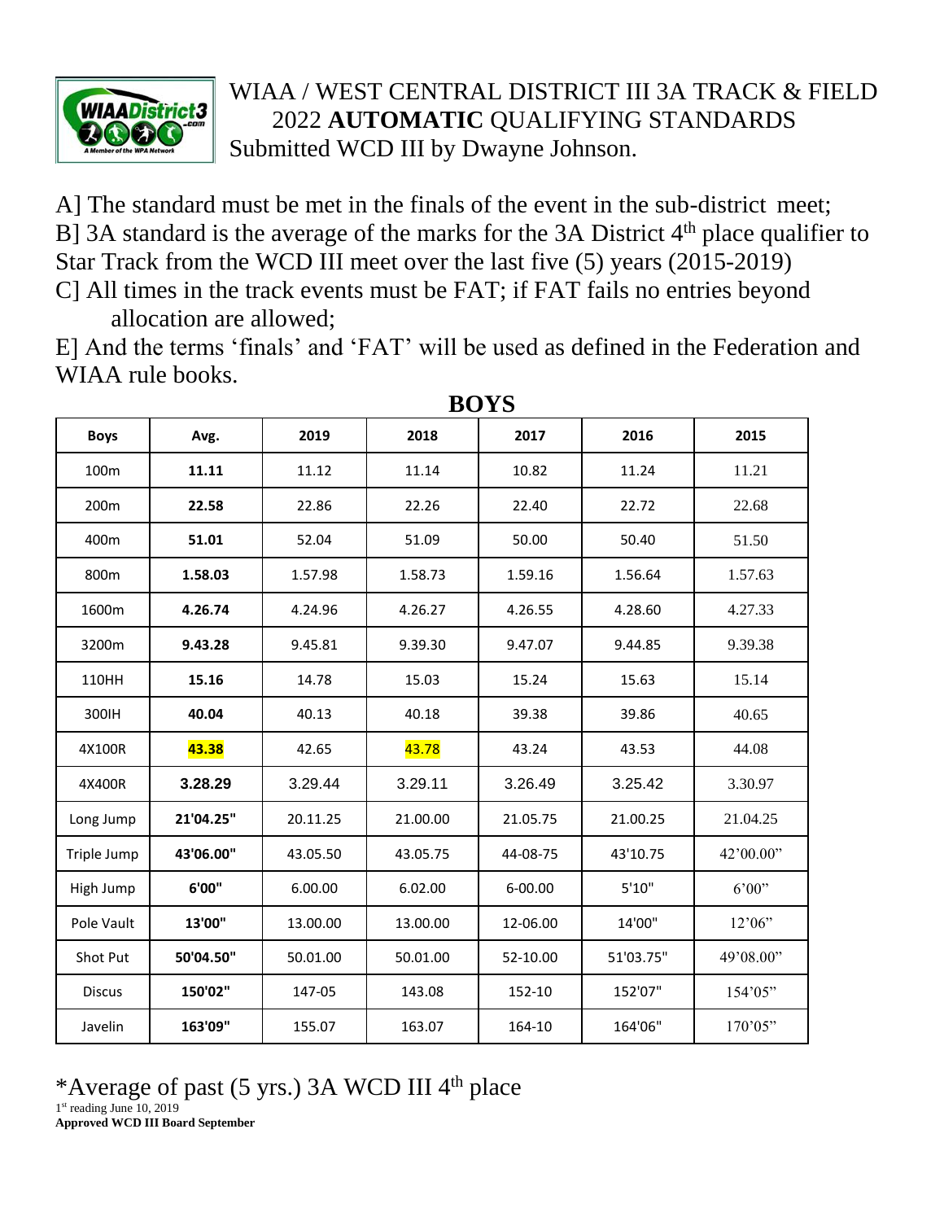# WIAA / WEST CENTRAL DISTRICT III 3A TRACK & FIELD 2022 **AUTOMATIC** QUALIFYING STANDARDS

Submitted WCD III by Dwayne Johnson.

A] The standard must be met in the finals of the event in the sub-district meet;
B] 3A standard is the average of the marks for the 3A District 4th place qualifier to Star Track from the WCD III meet over the last five (5) years (2015-2019)
C] All times in the track events must be FAT; if FAT fails no entries beyond allocation are allowed;
E] And the terms 'finals' and 'FAT' will be used as defined in the Federation and WIAA rule books.

## BOYS

| Boys | Avg. | 2019 | 2018 | 2017 | 2016 | 2015 |
|---|---|---|---|---|---|---|
| 100m | **11.11** | 11.12 | 11.14 | 10.82 | 11.24 | 11.21 |
| 200m | **22.58** | 22.86 | 22.26 | 22.40 | 22.72 | 22.68 |
| 400m | **51.01** | 52.04 | 51.09 | 50.00 | 50.40 | 51.50 |
| 800m | **1.58.03** | 1.57.98 | 1.58.73 | 1.59.16 | 1.56.64 | 1.57.63 |
| 1600m | **4.26.74** | 4.24.96 | 4.26.27 | 4.26.55 | 4.28.60 | 4.27.33 |
| 3200m | **9.43.28** | 9.45.81 | 9.39.30 | 9.47.07 | 9.44.85 | 9.39.38 |
| 110HH | **15.16** | 14.78 | 15.03 | 15.24 | 15.63 | 15.14 |
| 300IH | **40.04** | 40.13 | 40.18 | 39.38 | 39.86 | 40.65 |
| 4X100R | **43.38** | 42.65 | 43.78 | 43.24 | 43.53 | 44.08 |
| 4X400R | **3.28.29** | 3.29.44 | 3.29.11 | 3.26.49 | 3.25.42 | 3.30.97 |
| Long Jump | **21'04.25"** | 20.11.25 | 21.00.00 | 21.05.75 | 21.00.25 | 21.04.25 |
| Triple Jump | **43'06.00"** | 43.05.50 | 43.05.75 | 44-08-75 | 43'10.75 | 42'00.00" |
| High Jump | **6'00"** | 6.00.00 | 6.02.00 | 6-00.00 | 5'10" | 6'00" |
| Pole Vault | **13'00"** | 13.00.00 | 13.00.00 | 12-06.00 | 14'00" | 12'06" |
| Shot Put | **50'04.50"** | 50.01.00 | 50.01.00 | 52-10.00 | 51'03.75" | 49'08.00" |
| Discus | **150'02"** | 147-05 | 143.08 | 152-10 | 152'07" | 154'05" |
| Javelin | **163'09"** | 155.07 | 163.07 | 164-10 | 164'06" | 170'05" |

*Average of past (5 yrs.) 3A WCD III 4th place

1st reading June 10, 2019

**Approved WCD III Board September**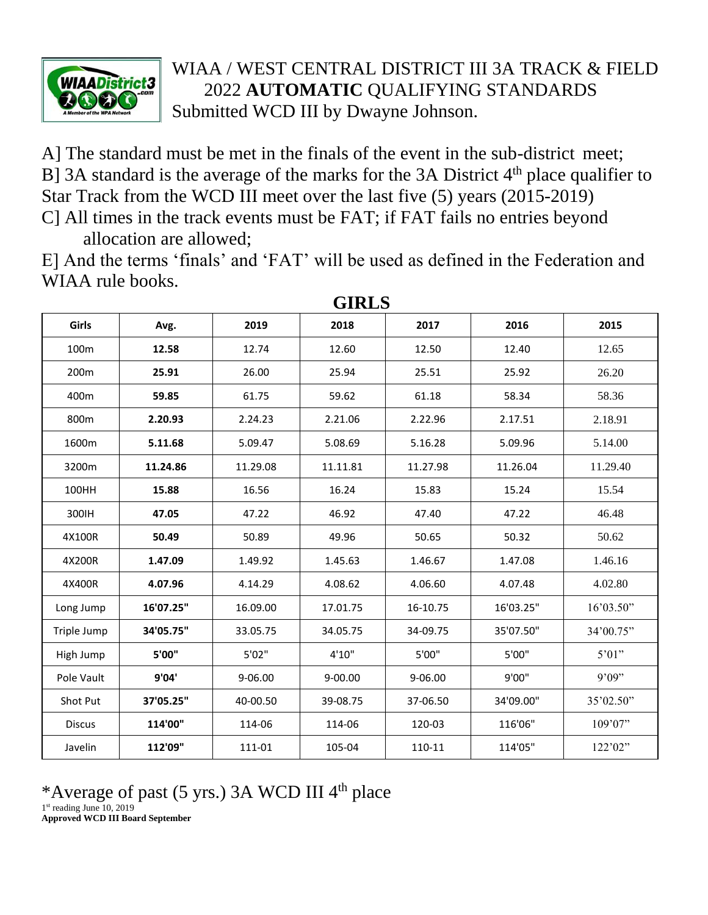WIAA / WEST CENTRAL DISTRICT III 3A TRACK & FIELD
2022 **AUTOMATIC** QUALIFYING STANDARDS
Submitted WCD III by Dwayne Johnson.

A] The standard must be met in the finals of the event in the sub-district meet;
B] 3A standard is the average of the marks for the 3A District 4th place qualifier to Star Track from the WCD III meet over the last five (5) years (2015-2019)
C] All times in the track events must be FAT; if FAT fails no entries beyond allocation are allowed;
E] And the terms 'finals' and 'FAT' will be used as defined in the Federation and WIAA rule books.

## GIRLS

| Girls | Avg. | 2019 | 2018 | 2017 | 2016 | 2015 |
|---|---|---|---|---|---|---|
| 100m | **12.58** | 12.74 | 12.60 | 12.50 | 12.40 | 12.65 |
| 200m | **25.91** | 26.00 | 25.94 | 25.51 | 25.92 | 26.20 |
| 400m | **59.85** | 61.75 | 59.62 | 61.18 | 58.34 | 58.36 |
| 800m | **2.20.93** | 2.24.23 | 2.21.06 | 2.22.96 | 2.17.51 | 2.18.91 |
| 1600m | **5.11.68** | 5.09.47 | 5.08.69 | 5.16.28 | 5.09.96 | 5.14.00 |
| 3200m | **11.24.86** | 11.29.08 | 11.11.81 | 11.27.98 | 11.26.04 | 11.29.40 |
| 100HH | **15.88** | 16.56 | 16.24 | 15.83 | 15.24 | 15.54 |
| 300IH | **47.05** | 47.22 | 46.92 | 47.40 | 47.22 | 46.48 |
| 4X100R | **50.49** | 50.89 | 49.96 | 50.65 | 50.32 | 50.62 |
| 4X200R | **1.47.09** | 1.49.92 | 1.45.63 | 1.46.67 | 1.47.08 | 1.46.16 |
| 4X400R | **4.07.96** | 4.14.29 | 4.08.62 | 4.06.60 | 4.07.48 | 4.02.80 |
| Long Jump | **16'07.25"** | 16.09.00 | 17.01.75 | 16-10.75 | 16'03.25" | 16'03.50" |
| Triple Jump | **34'05.75"** | 33.05.75 | 34.05.75 | 34-09.75 | 35'07.50" | 34'00.75" |
| High Jump | **5'00"** | 5'02" | 4'10" | 5'00" | 5'00" | 5'01" |
| Pole Vault | **9'04'** | 9-06.00 | 9-00.00 | 9-06.00 | 9'00" | 9'09" |
| Shot Put | **37'05.25"** | 40-00.50 | 39-08.75 | 37-06.50 | 34'09.00" | 35'02.50" |
| Discus | **114'00"** | 114-06 | 114-06 | 120-03 | 116'06" | 109'07" |
| Javelin | **112'09"** | 111-01 | 105-04 | 110-11 | 114'05" | 122'02" |

*Average of past (5 yrs.) 3A WCD III 4th place

1st reading June 10, 2019
**Approved WCD III Board September**